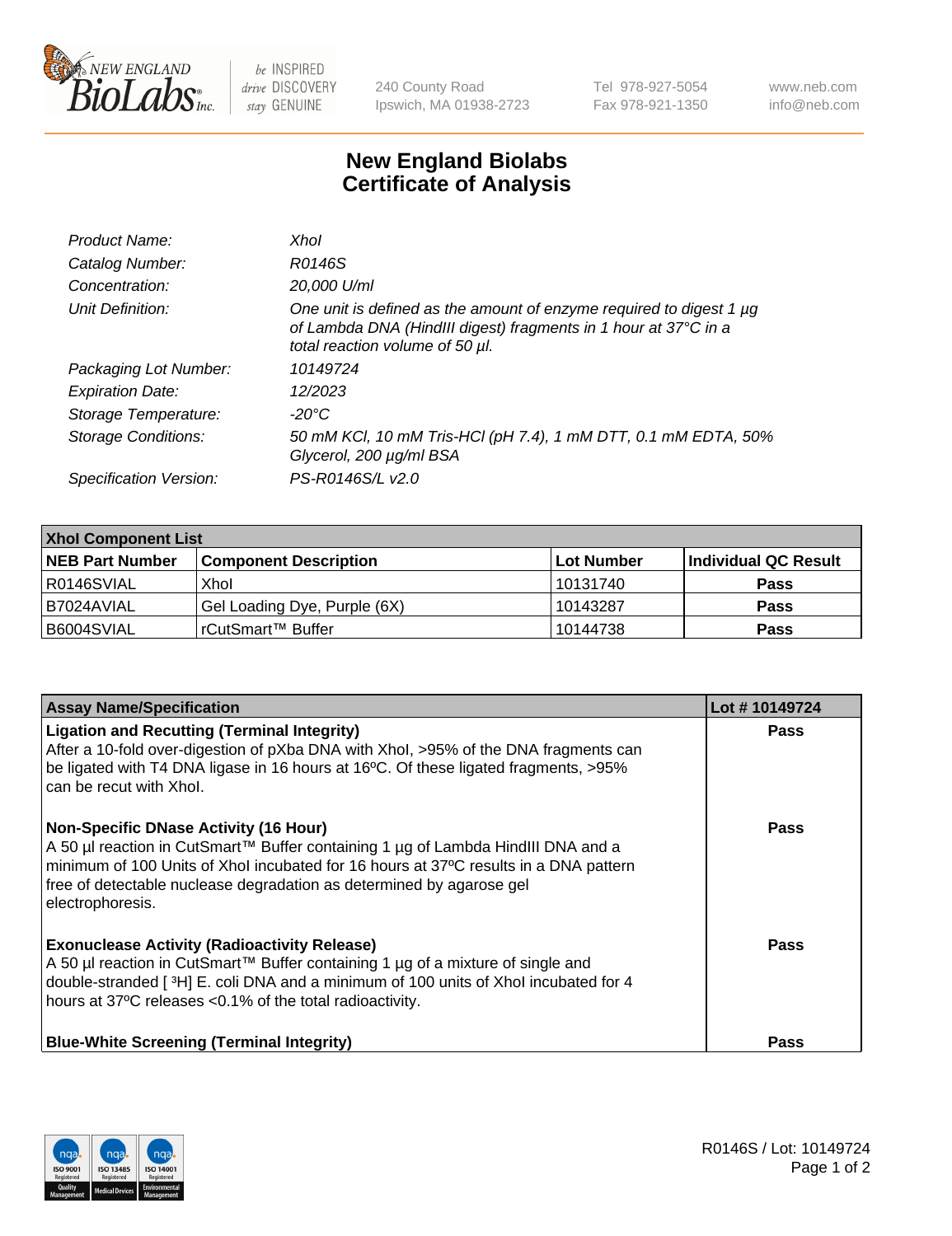# New England Biolabs Certificate of Analysis

| | |
|---|---|
| *Product Name:* | *XhoI* |
| *Catalog Number:* | *R0146S* |
| *Concentration:* | *20,000 U/ml* |
| *Unit Definition:* | *One unit is defined as the amount of enzyme required to digest 1 µg of Lambda DNA (HindIII digest) fragments in 1 hour at 37°C in a total reaction volume of 50 µl.* |
| *Packaging Lot Number:* | *10149724* |
| *Expiration Date:* | *12/2023* |
| *Storage Temperature:* | *-20°C* |
| *Storage Conditions:* | *50 mM KCl, 10 mM Tris-HCl (pH 7.4), 1 mM DTT, 0.1 mM EDTA, 50% Glycerol, 200 µg/ml BSA* |
| *Specification Version:* | *PS-R0146S/L v2.0* |

| XhoI Component List | | | |
|---|---|---|---|
| **NEB Part Number** | **Component Description** | **Lot Number** | **Individual QC Result** |
| R0146SVIAL | XhoI | 10131740 | **Pass** |
| B7024AVIAL | Gel Loading Dye, Purple (6X) | 10143287 | **Pass** |
| B6004SVIAL | rCutSmart™ Buffer | 10144738 | **Pass** |

| Assay Name/Specification | Lot # 10149724 |
|---|---|
| **Ligation and Recutting (Terminal Integrity)** After a 10-fold over-digestion of pXba DNA with XhoI, >95% of the DNA fragments can be ligated with T4 DNA ligase in 16 hours at 16ºC. Of these ligated fragments, >95% can be recut with XhoI. | **Pass** |
| **Non-Specific DNase Activity (16 Hour)** A 50 µl reaction in CutSmart™ Buffer containing 1 µg of Lambda HindIII DNA and a minimum of 100 Units of XhoI incubated for 16 hours at 37ºC results in a DNA pattern free of detectable nuclease degradation as determined by agarose gel electrophoresis. | **Pass** |
| **Exonuclease Activity (Radioactivity Release)** A 50 µl reaction in CutSmart™ Buffer containing 1 µg of a mixture of single and double-stranded [ $^{3}$H] E. coli DNA and a minimum of 100 units of XhoI incubated for 4 hours at 37ºC releases <0.1% of the total radioactivity. | **Pass** |
| **Blue-White Screening (Terminal Integrity)** | **Pass** |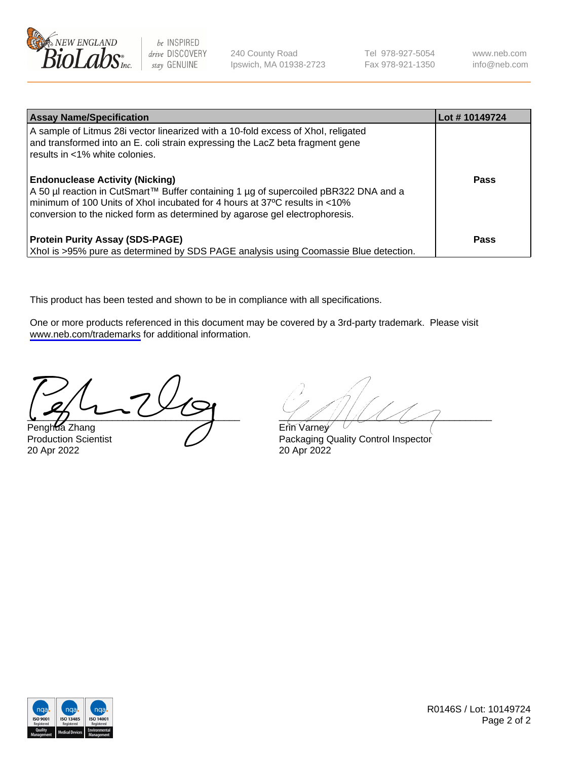| Assay Name/Specification | Lot # 10149724 |
| --- | --- |
| A sample of Litmus 28i vector linearized with a 10-fold excess of XhoI, religated and transformed into an E. coli strain expressing the LacZ beta fragment gene results in <1% white colonies. | |
| **Endonuclease Activity (Nicking)**<br>A 50 µl reaction in CutSmart™ Buffer containing 1 µg of supercoiled pBR322 DNA and a minimum of 100 Units of XhoI incubated for 4 hours at 37ºC results in <10% conversion to the nicked form as determined by agarose gel electrophoresis. | **Pass** |
| **Protein Purity Assay (SDS-PAGE)**<br>XhoI is >95% pure as determined by SDS PAGE analysis using Coomassie Blue detection. | **Pass** |

This product has been tested and shown to be in compliance with all specifications.

One or more products referenced in this document may be covered by a 3rd-party trademark. Please visit www.neb.com/trademarks for additional information.

Penghua Zhang
Production Scientist
20 Apr 2022

Erin Varney
Packaging Quality Control Inspector
20 Apr 2022

R0146S / Lot: 10149724